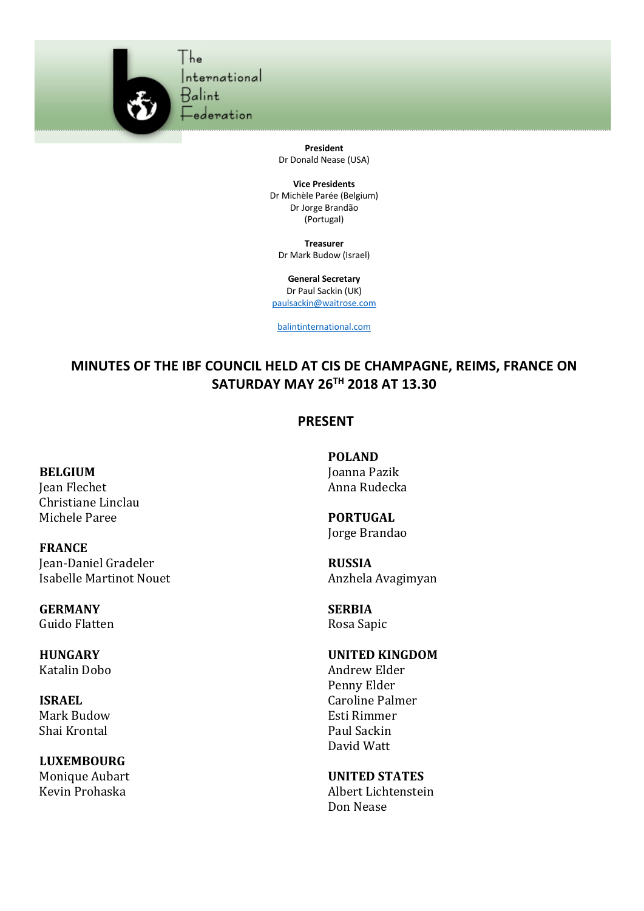The International Balint Federation

**President**
Dr Donald Nease (USA)

**Vice Presidents**
Dr Michèle Parée (Belgium)
Dr Jorge Brandão (Portugal)

**Treasurer**
Dr Mark Budow (Israel)

**General Secretary**
Dr Paul Sackin (UK)
paulsackin@waitrose.com

balintinternational.com

# MINUTES OF THE IBF COUNCIL HELD AT CIS DE CHAMPAGNE, REIMS, FRANCE ON SATURDAY MAY 26TH 2018 AT 13.30

## PRESENT

**BELGIUM**
Jean Flechet
Christiane Linclau
Michele Paree

**FRANCE**
Jean-Daniel Gradeler
Isabelle Martinot Nouet

**GERMANY**
Guido Flatten

**HUNGARY**
Katalin Dobo

**ISRAEL**
Mark Budow
Shai Krontal

**LUXEMBOURG**
Monique Aubart
Kevin Prohaska

**POLAND**
Joanna Pazik
Anna Rudecka

**PORTUGAL**
Jorge Brandao

**RUSSIA**
Anzhela Avagimyan

**SERBIA**
Rosa Sapic

**UNITED KINGDOM**
Andrew Elder
Penny Elder
Caroline Palmer
Esti Rimmer
Paul Sackin
David Watt

**UNITED STATES**
Albert Lichtenstein
Don Nease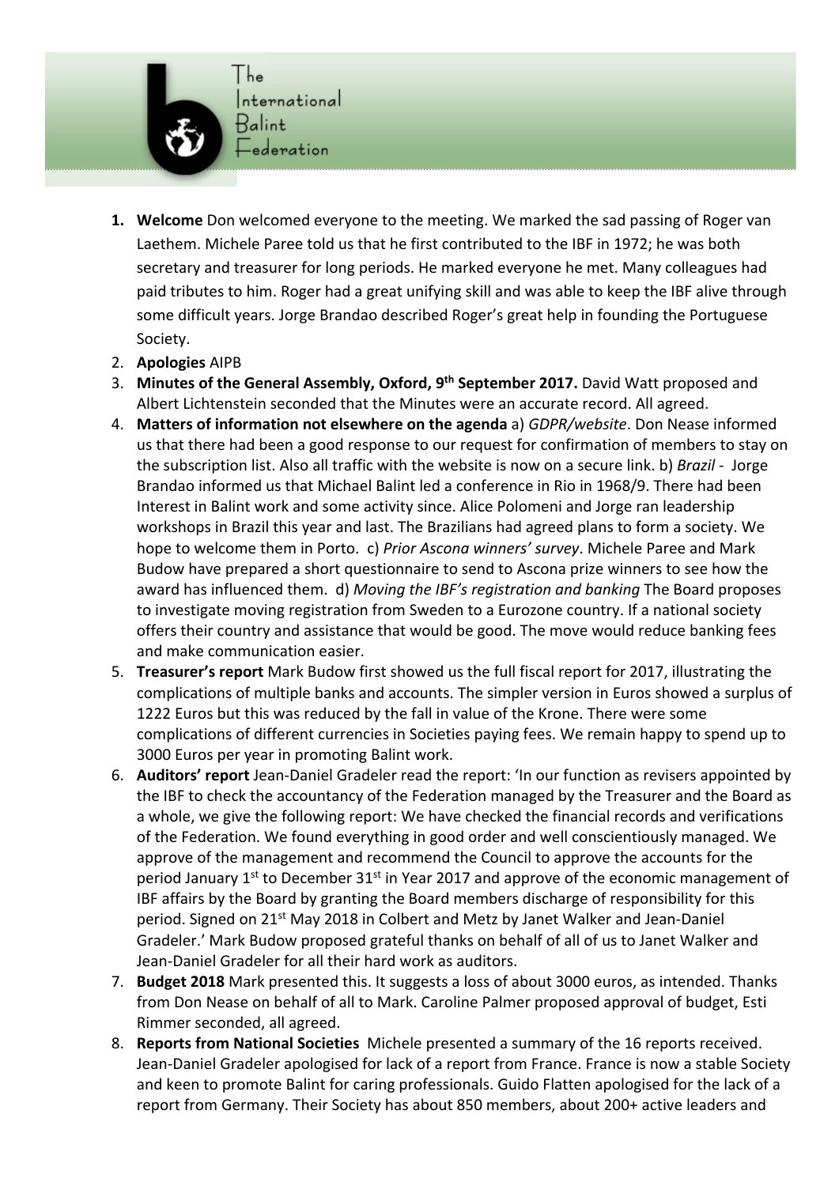1. **Welcome** Don welcomed everyone to the meeting. We marked the sad passing of Roger van Laethem. Michele Paree told us that he first contributed to the IBF in 1972; he was both secretary and treasurer for long periods. He marked everyone he met. Many colleagues had paid tributes to him. Roger had a great unifying skill and was able to keep the IBF alive through some difficult years. Jorge Brandao described Roger's great help in founding the Portuguese Society.
2. **Apologies** AIPB
3. **Minutes of the General Assembly, Oxford, 9th September 2017.** David Watt proposed and Albert Lichtenstein seconded that the Minutes were an accurate record. All agreed.
4. **Matters of information not elsewhere on the agenda** a) *GDPR/website*. Don Nease informed us that there had been a good response to our request for confirmation of members to stay on the subscription list. Also all traffic with the website is now on a secure link. b) *Brazil* - Jorge Brandao informed us that Michael Balint led a conference in Rio in 1968/9. There had been Interest in Balint work and some activity since. Alice Polomeni and Jorge ran leadership workshops in Brazil this year and last. The Brazilians had agreed plans to form a society. We hope to welcome them in Porto. c) *Prior Ascona winners' survey*. Michele Paree and Mark Budow have prepared a short questionnaire to send to Ascona prize winners to see how the award has influenced them. d) *Moving the IBF's registration and banking* The Board proposes to investigate moving registration from Sweden to a Eurozone country. If a national society offers their country and assistance that would be good. The move would reduce banking fees and make communication easier.
5. **Treasurer's report** Mark Budow first showed us the full fiscal report for 2017, illustrating the complications of multiple banks and accounts. The simpler version in Euros showed a surplus of 1222 Euros but this was reduced by the fall in value of the Krone. There were some complications of different currencies in Societies paying fees. We remain happy to spend up to 3000 Euros per year in promoting Balint work.
6. **Auditors' report** Jean-Daniel Gradeler read the report: 'In our function as revisers appointed by the IBF to check the accountancy of the Federation managed by the Treasurer and the Board as a whole, we give the following report: We have checked the financial records and verifications of the Federation. We found everything in good order and well conscientiously managed. We approve of the management and recommend the Council to approve the accounts for the period January 1st to December 31st in Year 2017 and approve of the economic management of IBF affairs by the Board by granting the Board members discharge of responsibility for this period. Signed on 21st May 2018 in Colbert and Metz by Janet Walker and Jean-Daniel Gradeler.' Mark Budow proposed grateful thanks on behalf of all of us to Janet Walker and Jean-Daniel Gradeler for all their hard work as auditors.
7. **Budget 2018** Mark presented this. It suggests a loss of about 3000 euros, as intended. Thanks from Don Nease on behalf of all to Mark. Caroline Palmer proposed approval of budget, Esti Rimmer seconded, all agreed.
8. **Reports from National Societies** Michele presented a summary of the 16 reports received. Jean-Daniel Gradeler apologised for lack of a report from France. France is now a stable Society and keen to promote Balint for caring professionals. Guido Flatten apologised for the lack of a report from Germany. Their Society has about 850 members, about 200+ active leaders and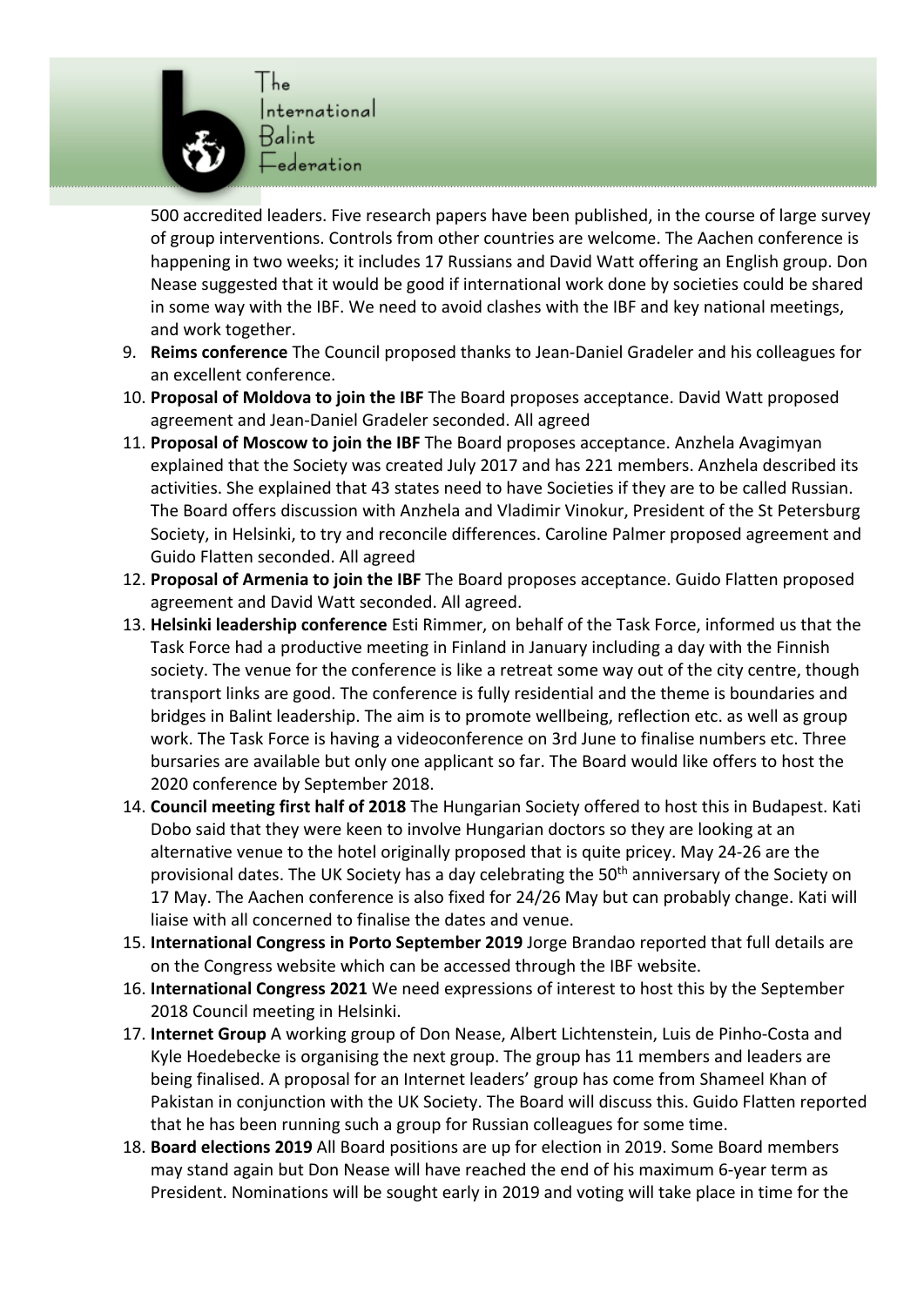500 accredited leaders. Five research papers have been published, in the course of large survey of group interventions. Controls from other countries are welcome. The Aachen conference is happening in two weeks; it includes 17 Russians and David Watt offering an English group. Don Nease suggested that it would be good if international work done by societies could be shared in some way with the IBF. We need to avoid clashes with the IBF and key national meetings, and work together.

9. **Reims conference** The Council proposed thanks to Jean-Daniel Gradeler and his colleagues for an excellent conference.
10. **Proposal of Moldova to join the IBF** The Board proposes acceptance. David Watt proposed agreement and Jean-Daniel Gradeler seconded. All agreed
11. **Proposal of Moscow to join the IBF** The Board proposes acceptance. Anzhela Avagimyan explained that the Society was created July 2017 and has 221 members. Anzhela described its activities. She explained that 43 states need to have Societies if they are to be called Russian. The Board offers discussion with Anzhela and Vladimir Vinokur, President of the St Petersburg Society, in Helsinki, to try and reconcile differences. Caroline Palmer proposed agreement and Guido Flatten seconded. All agreed
12. **Proposal of Armenia to join the IBF** The Board proposes acceptance. Guido Flatten proposed agreement and David Watt seconded. All agreed.
13. **Helsinki leadership conference** Esti Rimmer, on behalf of the Task Force, informed us that the Task Force had a productive meeting in Finland in January including a day with the Finnish society. The venue for the conference is like a retreat some way out of the city centre, though transport links are good. The conference is fully residential and the theme is boundaries and bridges in Balint leadership. The aim is to promote wellbeing, reflection etc. as well as group work. The Task Force is having a videoconference on 3rd June to finalise numbers etc. Three bursaries are available but only one applicant so far. The Board would like offers to host the 2020 conference by September 2018.
14. **Council meeting first half of 2018** The Hungarian Society offered to host this in Budapest. Kati Dobo said that they were keen to involve Hungarian doctors so they are looking at an alternative venue to the hotel originally proposed that is quite pricey. May 24-26 are the provisional dates. The UK Society has a day celebrating the 50th anniversary of the Society on 17 May. The Aachen conference is also fixed for 24/26 May but can probably change. Kati will liaise with all concerned to finalise the dates and venue.
15. **International Congress in Porto September 2019** Jorge Brandao reported that full details are on the Congress website which can be accessed through the IBF website.
16. **International Congress 2021** We need expressions of interest to host this by the September 2018 Council meeting in Helsinki.
17. **Internet Group** A working group of Don Nease, Albert Lichtenstein, Luis de Pinho-Costa and Kyle Hoedebecke is organising the next group. The group has 11 members and leaders are being finalised. A proposal for an Internet leaders' group has come from Shameel Khan of Pakistan in conjunction with the UK Society. The Board will discuss this. Guido Flatten reported that he has been running such a group for Russian colleagues for some time.
18. **Board elections 2019** All Board positions are up for election in 2019. Some Board members may stand again but Don Nease will have reached the end of his maximum 6-year term as President. Nominations will be sought early in 2019 and voting will take place in time for the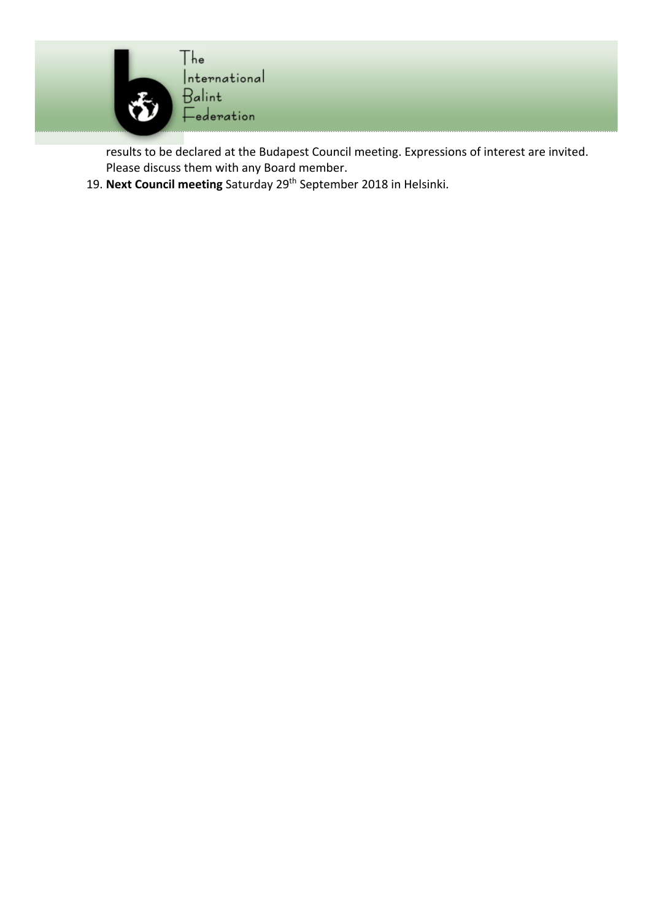results to be declared at the Budapest Council meeting. Expressions of interest are invited. Please discuss them with any Board member.

19. **Next Council meeting** Saturday 29th September 2018 in Helsinki.